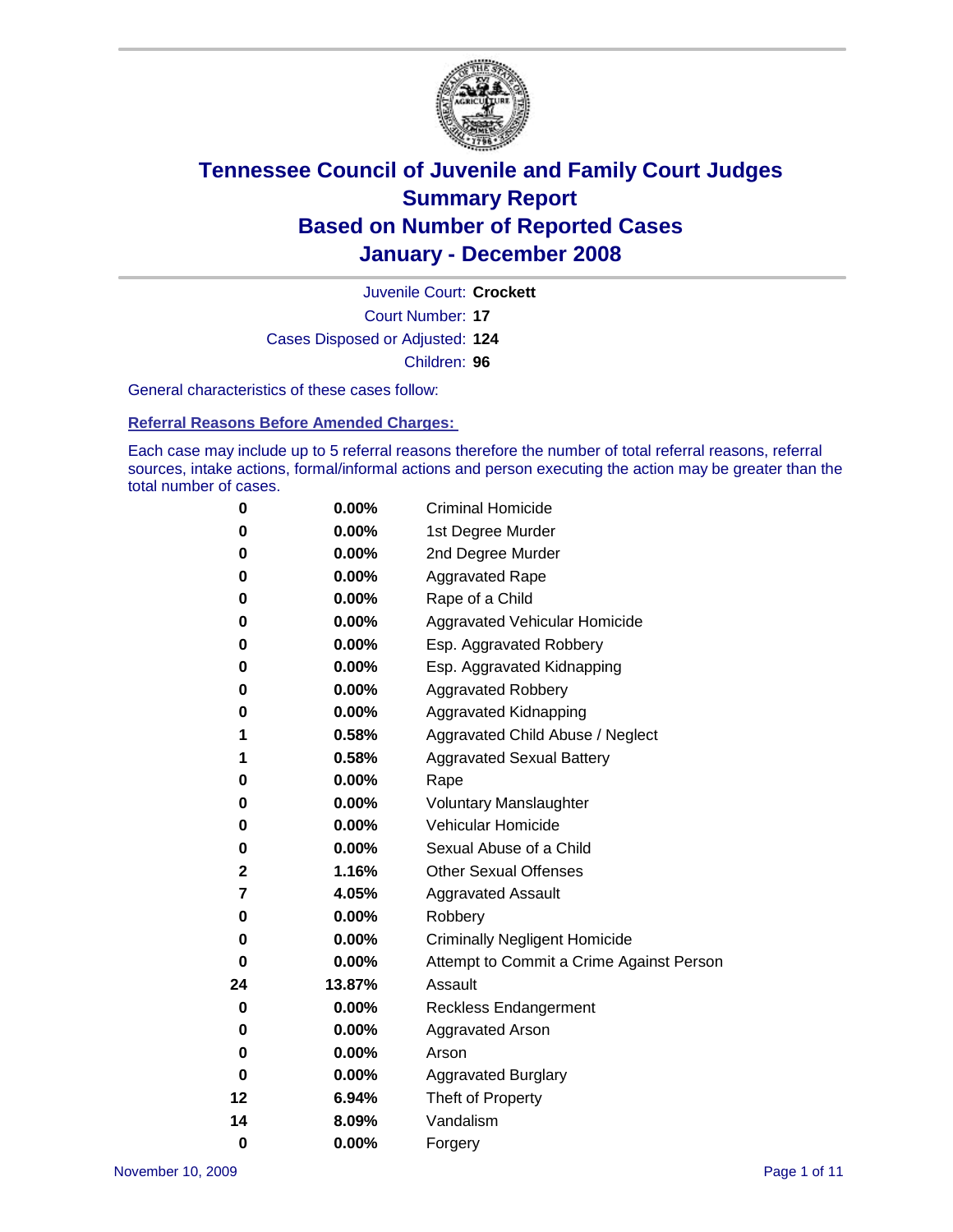# Tennessee Council of Juvenile and Family Court Judges
## Summary Report
## Based on Number of Reported Cases
## January - December 2008

Juvenile Court: **Crockett**

Court Number: **17**

Cases Disposed or Adjusted: **124**

Children: **96**

General characteristics of these cases follow:

### Referral Reasons Before Amended Charges:

Each case may include up to 5 referral reasons therefore the number of total referral reasons, referral sources, intake actions, formal/informal actions and person executing the action may be greater than the total number of cases.

| | | |
|---|---|---|
| 0 | 0.00% | Criminal Homicide |
| 0 | 0.00% | 1st Degree Murder |
| 0 | 0.00% | 2nd Degree Murder |
| 0 | 0.00% | Aggravated Rape |
| 0 | 0.00% | Rape of a Child |
| 0 | 0.00% | Aggravated Vehicular Homicide |
| 0 | 0.00% | Esp. Aggravated Robbery |
| 0 | 0.00% | Esp. Aggravated Kidnapping |
| 0 | 0.00% | Aggravated Robbery |
| 0 | 0.00% | Aggravated Kidnapping |
| 1 | 0.58% | Aggravated Child Abuse / Neglect |
| 1 | 0.58% | Aggravated Sexual Battery |
| 0 | 0.00% | Rape |
| 0 | 0.00% | Voluntary Manslaughter |
| 0 | 0.00% | Vehicular Homicide |
| 0 | 0.00% | Sexual Abuse of a Child |
| 2 | 1.16% | Other Sexual Offenses |
| 7 | 4.05% | Aggravated Assault |
| 0 | 0.00% | Robbery |
| 0 | 0.00% | Criminally Negligent Homicide |
| 0 | 0.00% | Attempt to Commit a Crime Against Person |
| 24 | 13.87% | Assault |
| 0 | 0.00% | Reckless Endangerment |
| 0 | 0.00% | Aggravated Arson |
| 0 | 0.00% | Arson |
| 0 | 0.00% | Aggravated Burglary |
| 12 | 6.94% | Theft of Property |
| 14 | 8.09% | Vandalism |
| 0 | 0.00% | Forgery |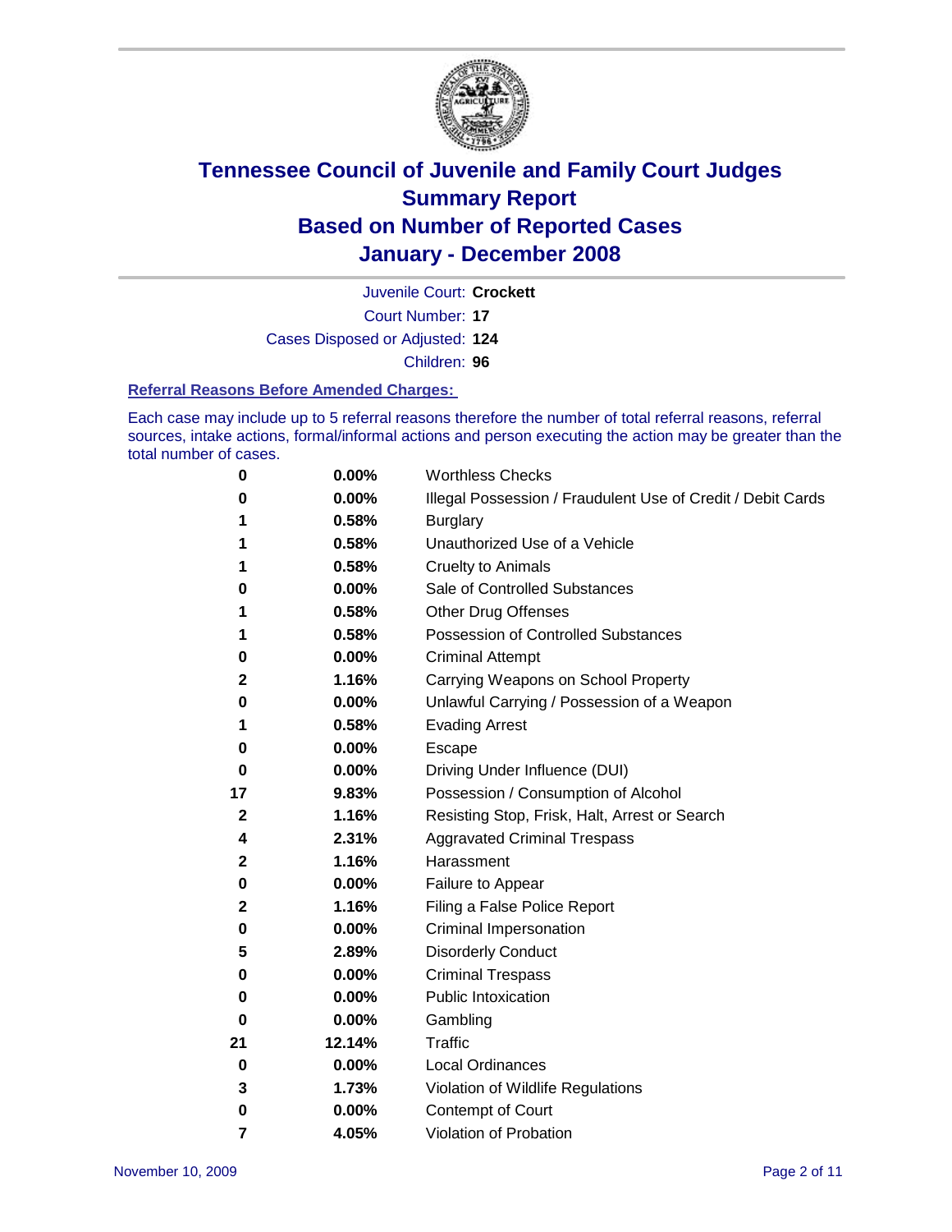# Tennessee Council of Juvenile and Family Court Judges
# Summary Report
# Based on Number of Reported Cases
# January - December 2008

Juvenile Court: **Crockett**

Court Number: **17**

Cases Disposed or Adjusted: **124**

Children: **96**

### Referral Reasons Before Amended Charges:

Each case may include up to 5 referral reasons therefore the number of total referral reasons, referral sources, intake actions, formal/informal actions and person executing the action may be greater than the total number of cases.

| | | |
|---|---|---|
| 0 | 0.00% | Worthless Checks |
| 0 | 0.00% | Illegal Possession / Fraudulent Use of Credit / Debit Cards |
| 1 | 0.58% | Burglary |
| 1 | 0.58% | Unauthorized Use of a Vehicle |
| 1 | 0.58% | Cruelty to Animals |
| 0 | 0.00% | Sale of Controlled Substances |
| 1 | 0.58% | Other Drug Offenses |
| 1 | 0.58% | Possession of Controlled Substances |
| 0 | 0.00% | Criminal Attempt |
| 2 | 1.16% | Carrying Weapons on School Property |
| 0 | 0.00% | Unlawful Carrying / Possession of a Weapon |
| 1 | 0.58% | Evading Arrest |
| 0 | 0.00% | Escape |
| 0 | 0.00% | Driving Under Influence (DUI) |
| 17 | 9.83% | Possession / Consumption of Alcohol |
| 2 | 1.16% | Resisting Stop, Frisk, Halt, Arrest or Search |
| 4 | 2.31% | Aggravated Criminal Trespass |
| 2 | 1.16% | Harassment |
| 0 | 0.00% | Failure to Appear |
| 2 | 1.16% | Filing a False Police Report |
| 0 | 0.00% | Criminal Impersonation |
| 5 | 2.89% | Disorderly Conduct |
| 0 | 0.00% | Criminal Trespass |
| 0 | 0.00% | Public Intoxication |
| 0 | 0.00% | Gambling |
| 21 | 12.14% | Traffic |
| 0 | 0.00% | Local Ordinances |
| 3 | 1.73% | Violation of Wildlife Regulations |
| 0 | 0.00% | Contempt of Court |
| 7 | 4.05% | Violation of Probation |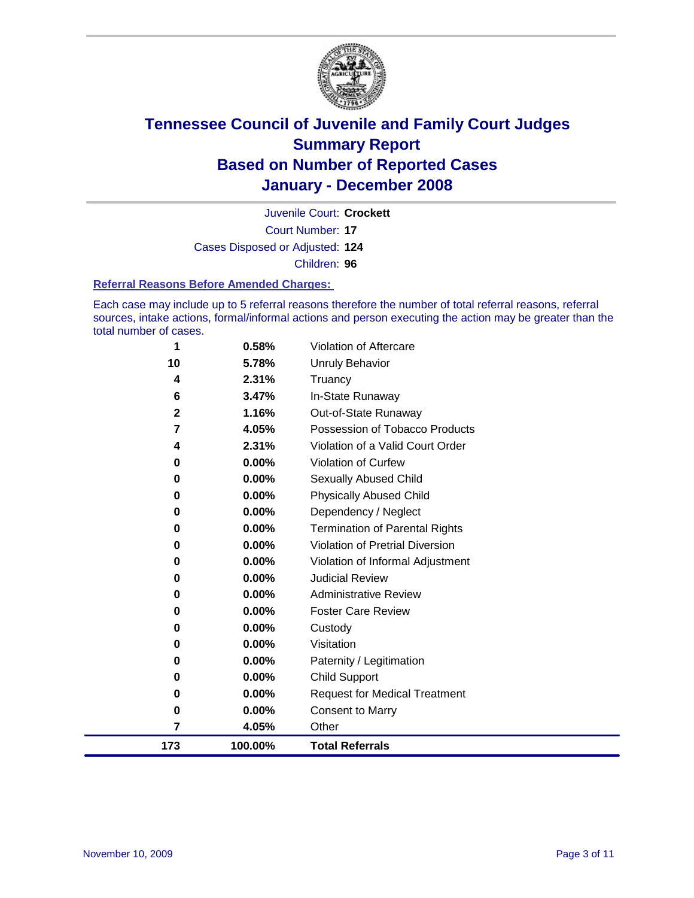# Tennessee Council of Juvenile and Family Court Judges
## Summary Report
## Based on Number of Reported Cases
## January - December 2008

Juvenile Court: **Crockett**

Court Number: **17**

Cases Disposed or Adjusted: **124**

Children: **96**

### Referral Reasons Before Amended Charges:

Each case may include up to 5 referral reasons therefore the number of total referral reasons, referral sources, intake actions, formal/informal actions and person executing the action may be greater than the total number of cases.

| | | |
|---|---|---|
| 1 | 0.58% | Violation of Aftercare |
| 10 | 5.78% | Unruly Behavior |
| 4 | 2.31% | Truancy |
| 6 | 3.47% | In-State Runaway |
| 2 | 1.16% | Out-of-State Runaway |
| 7 | 4.05% | Possession of Tobacco Products |
| 4 | 2.31% | Violation of a Valid Court Order |
| 0 | 0.00% | Violation of Curfew |
| 0 | 0.00% | Sexually Abused Child |
| 0 | 0.00% | Physically Abused Child |
| 0 | 0.00% | Dependency / Neglect |
| 0 | 0.00% | Termination of Parental Rights |
| 0 | 0.00% | Violation of Pretrial Diversion |
| 0 | 0.00% | Violation of Informal Adjustment |
| 0 | 0.00% | Judicial Review |
| 0 | 0.00% | Administrative Review |
| 0 | 0.00% | Foster Care Review |
| 0 | 0.00% | Custody |
| 0 | 0.00% | Visitation |
| 0 | 0.00% | Paternity / Legitimation |
| 0 | 0.00% | Child Support |
| 0 | 0.00% | Request for Medical Treatment |
| 0 | 0.00% | Consent to Marry |
| 7 | 4.05% | Other |
| **173** | **100.00%** | **Total Referrals** |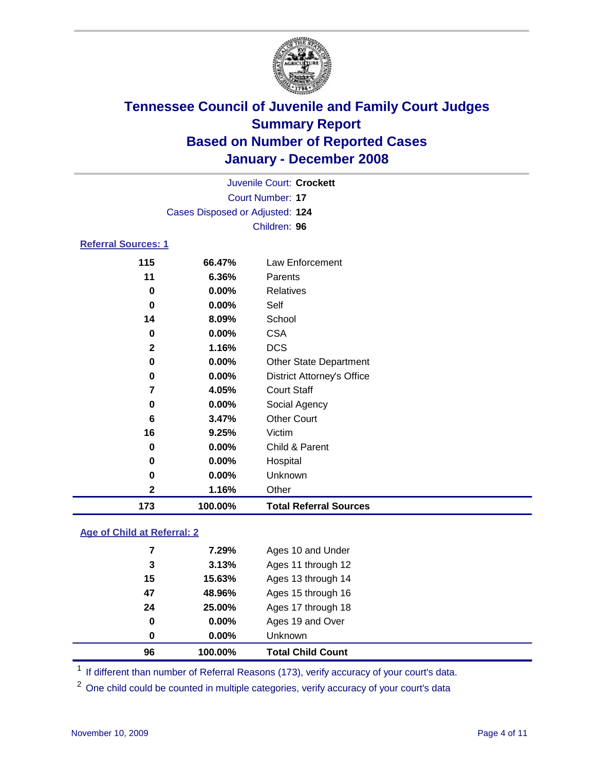# Tennessee Council of Juvenile and Family Court Judges
## Summary Report
## Based on Number of Reported Cases
## January - December 2008

Juvenile Court: **Crockett**

Court Number: **17**

Cases Disposed or Adjusted: **124**

Children: **96**

### Referral Sources: 1

| | | |
|---|---|---|
| 115 | 66.47% | Law Enforcement |
| 11 | 6.36% | Parents |
| 0 | 0.00% | Relatives |
| 0 | 0.00% | Self |
| 14 | 8.09% | School |
| 0 | 0.00% | CSA |
| 2 | 1.16% | DCS |
| 0 | 0.00% | Other State Department |
| 0 | 0.00% | District Attorney's Office |
| 7 | 4.05% | Court Staff |
| 0 | 0.00% | Social Agency |
| 6 | 3.47% | Other Court |
| 16 | 9.25% | Victim |
| 0 | 0.00% | Child & Parent |
| 0 | 0.00% | Hospital |
| 0 | 0.00% | Unknown |
| 2 | 1.16% | Other |
| **173** | **100.00%** | **Total Referral Sources** |

### Age of Child at Referral: 2

| | | |
|---|---|---|
| 7 | 7.29% | Ages 10 and Under |
| 3 | 3.13% | Ages 11 through 12 |
| 15 | 15.63% | Ages 13 through 14 |
| 47 | 48.96% | Ages 15 through 16 |
| 24 | 25.00% | Ages 17 through 18 |
| 0 | 0.00% | Ages 19 and Over |
| 0 | 0.00% | Unknown |
| **96** | **100.00%** | **Total Child Count** |

[1] If different than number of Referral Reasons (173), verify accuracy of your court's data.

[2] One child could be counted in multiple categories, verify accuracy of your court's data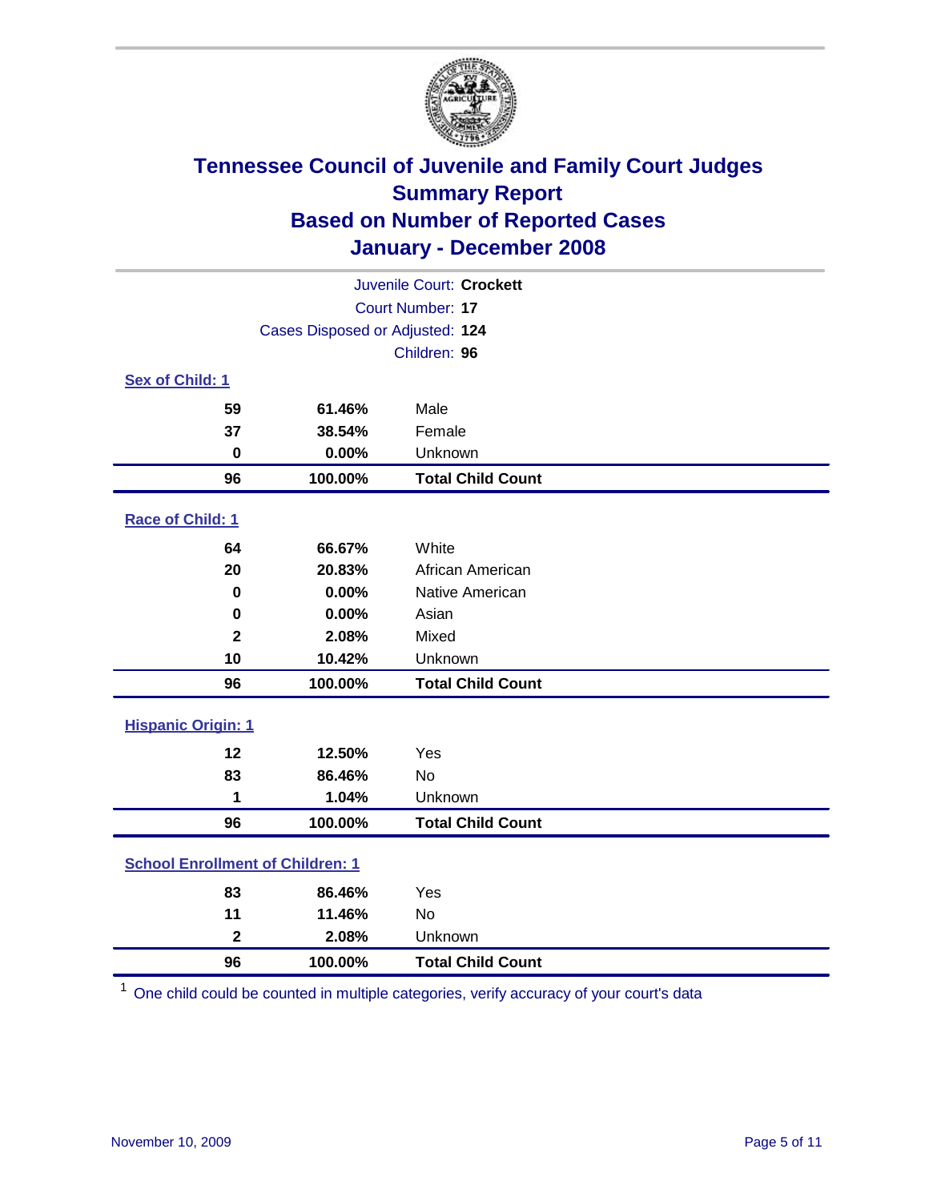# Tennessee Council of Juvenile and Family Court Judges
# Summary Report
# Based on Number of Reported Cases
# January - December 2008

Juvenile Court: **Crockett**

Court Number: **17**

Cases Disposed or Adjusted: **124**

Children: **96**

### Sex of Child: 1

| | | |
|---|---|---|
| **59** | **61.46%** | Male |
| **37** | **38.54%** | Female |
| **0** | **0.00%** | Unknown |
| **96** | **100.00%** | **Total Child Count** |

### Race of Child: 1

| | | |
|---|---|---|
| **64** | **66.67%** | White |
| **20** | **20.83%** | African American |
| **0** | **0.00%** | Native American |
| **0** | **0.00%** | Asian |
| **2** | **2.08%** | Mixed |
| **10** | **10.42%** | Unknown |
| **96** | **100.00%** | **Total Child Count** |

### Hispanic Origin: 1

| | | |
|---|---|---|
| **12** | **12.50%** | Yes |
| **83** | **86.46%** | No |
| **1** | **1.04%** | Unknown |
| **96** | **100.00%** | **Total Child Count** |

### School Enrollment of Children: 1

| | | |
|---|---|---|
| **83** | **86.46%** | Yes |
| **11** | **11.46%** | No |
| **2** | **2.08%** | Unknown |
| **96** | **100.00%** | **Total Child Count** |

[1] One child could be counted in multiple categories, verify accuracy of your court's data

November 10, 2009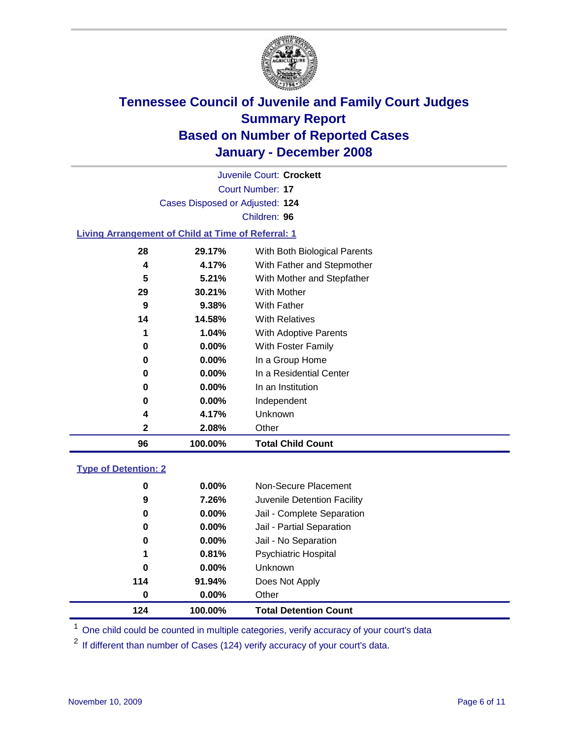# Tennessee Council of Juvenile and Family Court Judges
## Summary Report
## Based on Number of Reported Cases
## January - December 2008

Juvenile Court: **Crockett**

Court Number: **17**

Cases Disposed or Adjusted: **124**

Children: **96**

### Living Arrangement of Child at Time of Referral: 1

| | | |
|---|---|---|
| 28 | 29.17% | With Both Biological Parents |
| 4 | 4.17% | With Father and Stepmother |
| 5 | 5.21% | With Mother and Stepfather |
| 29 | 30.21% | With Mother |
| 9 | 9.38% | With Father |
| 14 | 14.58% | With Relatives |
| 1 | 1.04% | With Adoptive Parents |
| 0 | 0.00% | With Foster Family |
| 0 | 0.00% | In a Group Home |
| 0 | 0.00% | In a Residential Center |
| 0 | 0.00% | In an Institution |
| 0 | 0.00% | Independent |
| 4 | 4.17% | Unknown |
| 2 | 2.08% | Other |
| **96** | **100.00%** | **Total Child Count** |

### Type of Detention: 2

| | | |
|---|---|---|
| 0 | 0.00% | Non-Secure Placement |
| 9 | 7.26% | Juvenile Detention Facility |
| 0 | 0.00% | Jail - Complete Separation |
| 0 | 0.00% | Jail - Partial Separation |
| 0 | 0.00% | Jail - No Separation |
| 1 | 0.81% | Psychiatric Hospital |
| 0 | 0.00% | Unknown |
| 114 | 91.94% | Does Not Apply |
| 0 | 0.00% | Other |
| **124** | **100.00%** | **Total Detention Count** |

[1] One child could be counted in multiple categories, verify accuracy of your court's data

[2] If different than number of Cases (124) verify accuracy of your court's data.

November 10, 2009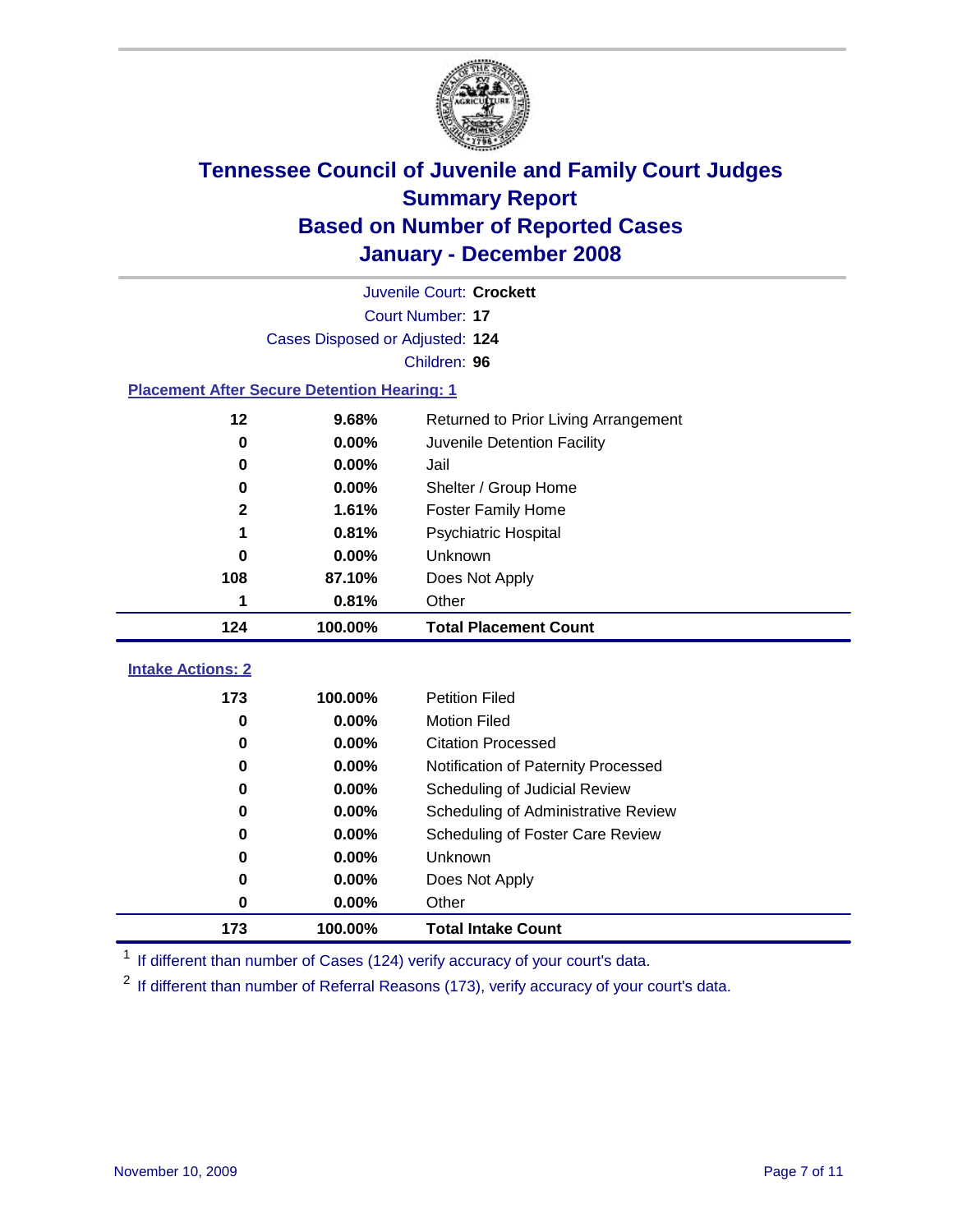# Tennessee Council of Juvenile and Family Court Judges
# Summary Report
# Based on Number of Reported Cases
# January - December 2008

Juvenile Court: **Crockett**
Court Number: **17**
Cases Disposed or Adjusted: **124**
Children: **96**

### Placement After Secure Detention Hearing: 1

| | | |
|---|---|---|
| 12 | 9.68% | Returned to Prior Living Arrangement |
| 0 | 0.00% | Juvenile Detention Facility |
| 0 | 0.00% | Jail |
| 0 | 0.00% | Shelter / Group Home |
| 2 | 1.61% | Foster Family Home |
| 1 | 0.81% | Psychiatric Hospital |
| 0 | 0.00% | Unknown |
| 108 | 87.10% | Does Not Apply |
| 1 | 0.81% | Other |
| **124** | **100.00%** | **Total Placement Count** |

### Intake Actions: 2

| | | |
|---|---|---|
| 173 | 100.00% | Petition Filed |
| 0 | 0.00% | Motion Filed |
| 0 | 0.00% | Citation Processed |
| 0 | 0.00% | Notification of Paternity Processed |
| 0 | 0.00% | Scheduling of Judicial Review |
| 0 | 0.00% | Scheduling of Administrative Review |
| 0 | 0.00% | Scheduling of Foster Care Review |
| 0 | 0.00% | Unknown |
| 0 | 0.00% | Does Not Apply |
| 0 | 0.00% | Other |
| **173** | **100.00%** | **Total Intake Count** |

[1] If different than number of Cases (124) verify accuracy of your court's data.

[2] If different than number of Referral Reasons (173), verify accuracy of your court's data.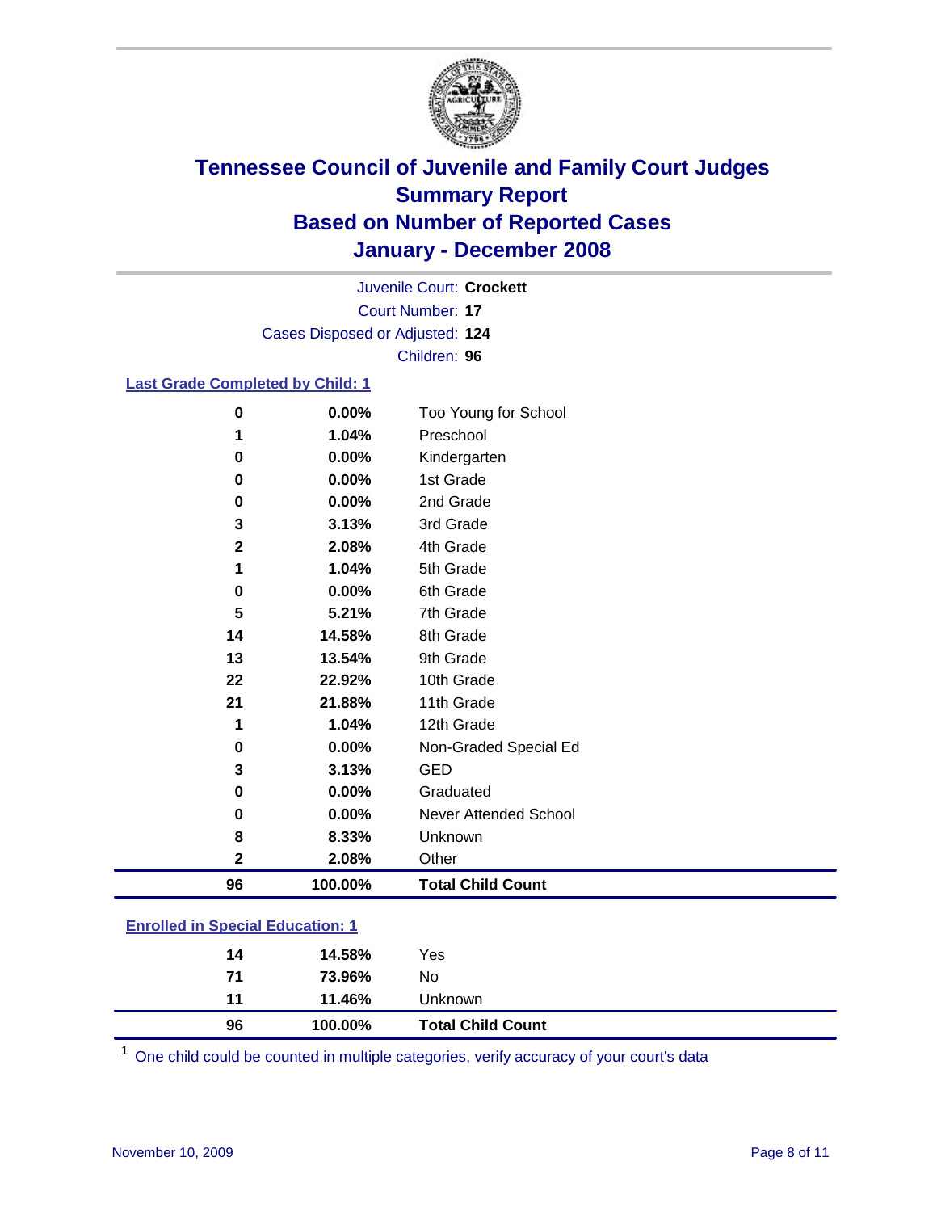# Tennessee Council of Juvenile and Family Court Judges
## Summary Report
## Based on Number of Reported Cases
## January - December 2008

Juvenile Court: **Crockett**
Court Number: **17**
Cases Disposed or Adjusted: **124**
Children: **96**

### Last Grade Completed by Child: 1

| | | |
|---|---|---|
| 0 | 0.00% | Too Young for School |
| 1 | 1.04% | Preschool |
| 0 | 0.00% | Kindergarten |
| 0 | 0.00% | 1st Grade |
| 0 | 0.00% | 2nd Grade |
| 3 | 3.13% | 3rd Grade |
| 2 | 2.08% | 4th Grade |
| 1 | 1.04% | 5th Grade |
| 0 | 0.00% | 6th Grade |
| 5 | 5.21% | 7th Grade |
| 14 | 14.58% | 8th Grade |
| 13 | 13.54% | 9th Grade |
| 22 | 22.92% | 10th Grade |
| 21 | 21.88% | 11th Grade |
| 1 | 1.04% | 12th Grade |
| 0 | 0.00% | Non-Graded Special Ed |
| 3 | 3.13% | GED |
| 0 | 0.00% | Graduated |
| 0 | 0.00% | Never Attended School |
| 8 | 8.33% | Unknown |
| 2 | 2.08% | Other |
| **96** | **100.00%** | **Total Child Count** |

### Enrolled in Special Education: 1

| | | |
|---|---|---|
| 14 | 14.58% | Yes |
| 71 | 73.96% | No |
| 11 | 11.46% | Unknown |
| **96** | **100.00%** | **Total Child Count** |

[1] One child could be counted in multiple categories, verify accuracy of your court's data

November 10, 2009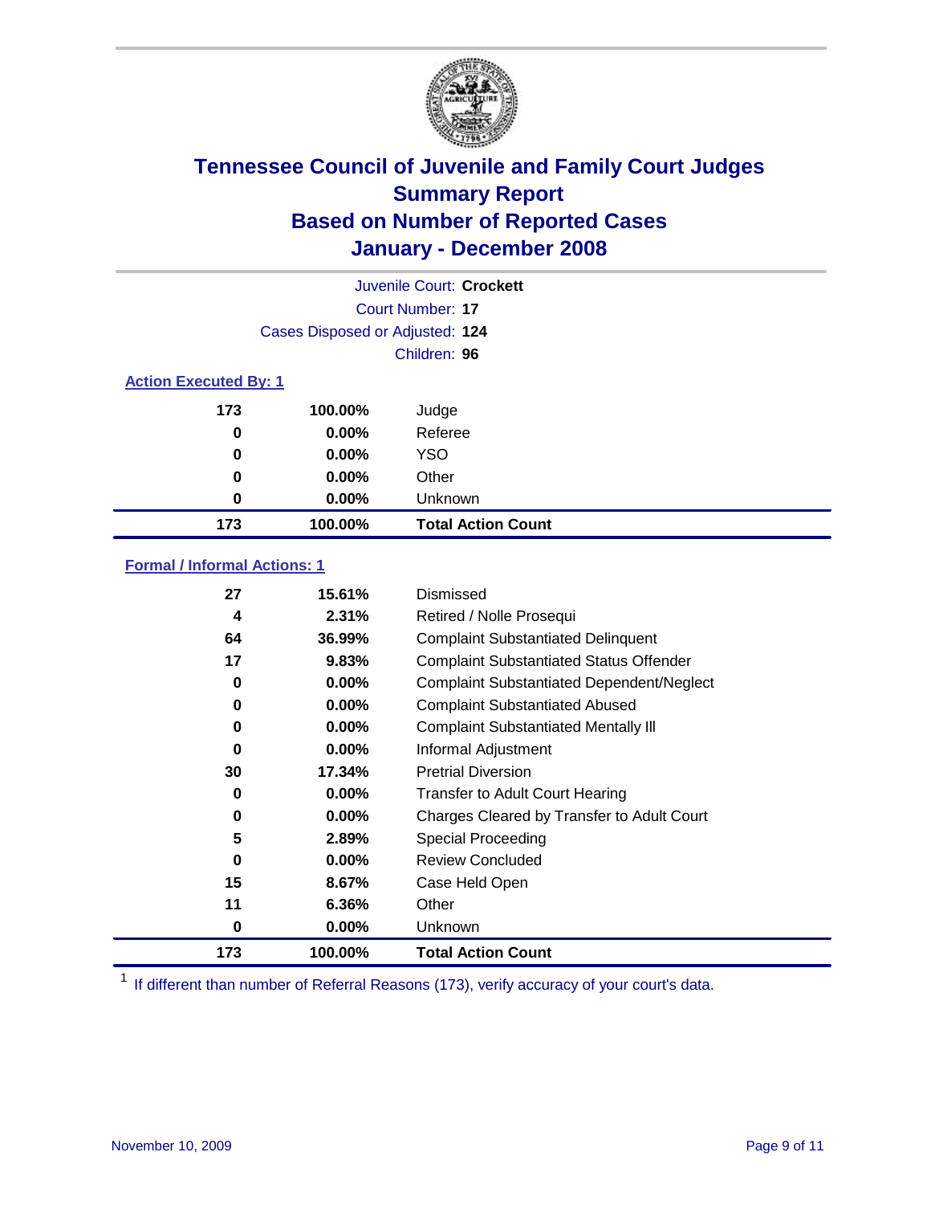# Tennessee Council of Juvenile and Family Court Judges
## Summary Report
## Based on Number of Reported Cases
## January - December 2008

Juvenile Court: **Crockett**

Court Number: **17**

Cases Disposed or Adjusted: **124**

Children: **96**

### Action Executed By: 1

| | | |
|---|---|---|
| 173 | 100.00% | Judge |
| 0 | 0.00% | Referee |
| 0 | 0.00% | YSO |
| 0 | 0.00% | Other |
| 0 | 0.00% | Unknown |
| **173** | **100.00%** | **Total Action Count** |

### Formal / Informal Actions: 1

| | | |
|---|---|---|
| 27 | 15.61% | Dismissed |
| 4 | 2.31% | Retired / Nolle Prosequi |
| 64 | 36.99% | Complaint Substantiated Delinquent |
| 17 | 9.83% | Complaint Substantiated Status Offender |
| 0 | 0.00% | Complaint Substantiated Dependent/Neglect |
| 0 | 0.00% | Complaint Substantiated Abused |
| 0 | 0.00% | Complaint Substantiated Mentally Ill |
| 0 | 0.00% | Informal Adjustment |
| 30 | 17.34% | Pretrial Diversion |
| 0 | 0.00% | Transfer to Adult Court Hearing |
| 0 | 0.00% | Charges Cleared by Transfer to Adult Court |
| 5 | 2.89% | Special Proceeding |
| 0 | 0.00% | Review Concluded |
| 15 | 8.67% | Case Held Open |
| 11 | 6.36% | Other |
| 0 | 0.00% | Unknown |
| **173** | **100.00%** | **Total Action Count** |

[1] If different than number of Referral Reasons (173), verify accuracy of your court's data.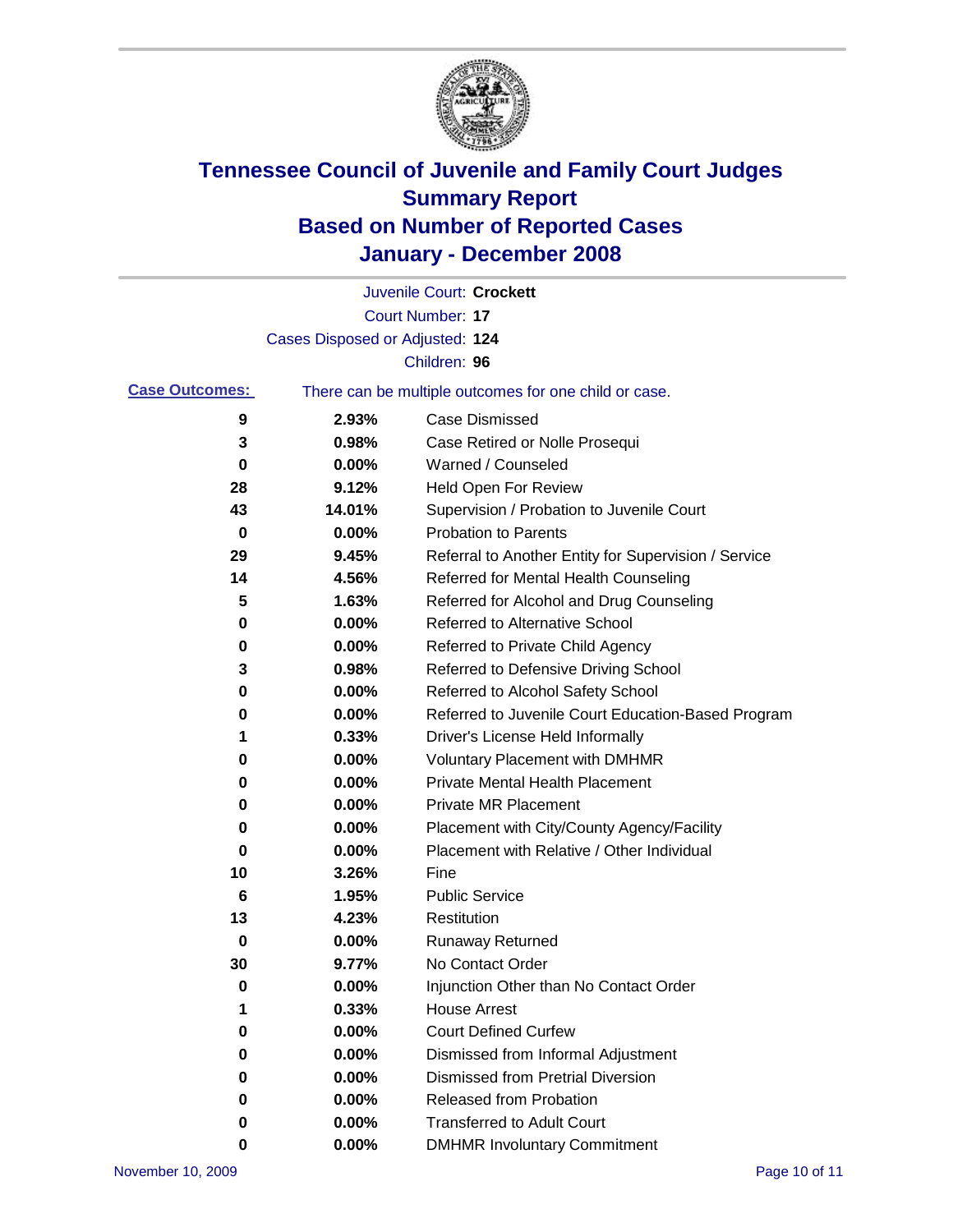# Tennessee Council of Juvenile and Family Court Judges
# Summary Report
# Based on Number of Reported Cases
# January - December 2008

Juvenile Court: **Crockett**

Court Number: **17**

Cases Disposed or Adjusted: **124**

Children: **96**

**Case Outcomes:** There can be multiple outcomes for one child or case.

| | | |
|---|---|---|
| 9 | 2.93% | Case Dismissed |
| 3 | 0.98% | Case Retired or Nolle Prosequi |
| 0 | 0.00% | Warned / Counseled |
| 28 | 9.12% | Held Open For Review |
| 43 | 14.01% | Supervision / Probation to Juvenile Court |
| 0 | 0.00% | Probation to Parents |
| 29 | 9.45% | Referral to Another Entity for Supervision / Service |
| 14 | 4.56% | Referred for Mental Health Counseling |
| 5 | 1.63% | Referred for Alcohol and Drug Counseling |
| 0 | 0.00% | Referred to Alternative School |
| 0 | 0.00% | Referred to Private Child Agency |
| 3 | 0.98% | Referred to Defensive Driving School |
| 0 | 0.00% | Referred to Alcohol Safety School |
| 0 | 0.00% | Referred to Juvenile Court Education-Based Program |
| 1 | 0.33% | Driver's License Held Informally |
| 0 | 0.00% | Voluntary Placement with DMHMR |
| 0 | 0.00% | Private Mental Health Placement |
| 0 | 0.00% | Private MR Placement |
| 0 | 0.00% | Placement with City/County Agency/Facility |
| 0 | 0.00% | Placement with Relative / Other Individual |
| 10 | 3.26% | Fine |
| 6 | 1.95% | Public Service |
| 13 | 4.23% | Restitution |
| 0 | 0.00% | Runaway Returned |
| 30 | 9.77% | No Contact Order |
| 0 | 0.00% | Injunction Other than No Contact Order |
| 1 | 0.33% | House Arrest |
| 0 | 0.00% | Court Defined Curfew |
| 0 | 0.00% | Dismissed from Informal Adjustment |
| 0 | 0.00% | Dismissed from Pretrial Diversion |
| 0 | 0.00% | Released from Probation |
| 0 | 0.00% | Transferred to Adult Court |
| 0 | 0.00% | DMHMR Involuntary Commitment |

November 10, 2009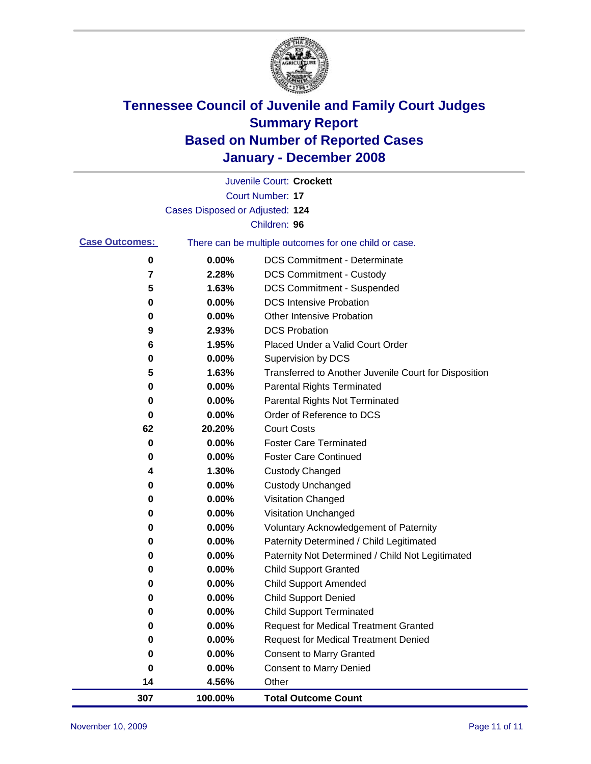# Tennessee Council of Juvenile and Family Court Judges
# Summary Report
# Based on Number of Reported Cases
# January - December 2008

Juvenile Court: **Crockett**

Court Number: **17**

Cases Disposed or Adjusted: **124**

Children: **96**

**Case Outcomes:** There can be multiple outcomes for one child or case.

| | | |
|---|---|---|
| 0 | 0.00% | DCS Commitment - Determinate |
| 7 | 2.28% | DCS Commitment - Custody |
| 5 | 1.63% | DCS Commitment - Suspended |
| 0 | 0.00% | DCS Intensive Probation |
| 0 | 0.00% | Other Intensive Probation |
| 9 | 2.93% | DCS Probation |
| 6 | 1.95% | Placed Under a Valid Court Order |
| 0 | 0.00% | Supervision by DCS |
| 5 | 1.63% | Transferred to Another Juvenile Court for Disposition |
| 0 | 0.00% | Parental Rights Terminated |
| 0 | 0.00% | Parental Rights Not Terminated |
| 0 | 0.00% | Order of Reference to DCS |
| 62 | 20.20% | Court Costs |
| 0 | 0.00% | Foster Care Terminated |
| 0 | 0.00% | Foster Care Continued |
| 4 | 1.30% | Custody Changed |
| 0 | 0.00% | Custody Unchanged |
| 0 | 0.00% | Visitation Changed |
| 0 | 0.00% | Visitation Unchanged |
| 0 | 0.00% | Voluntary Acknowledgement of Paternity |
| 0 | 0.00% | Paternity Determined / Child Legitimated |
| 0 | 0.00% | Paternity Not Determined / Child Not Legitimated |
| 0 | 0.00% | Child Support Granted |
| 0 | 0.00% | Child Support Amended |
| 0 | 0.00% | Child Support Denied |
| 0 | 0.00% | Child Support Terminated |
| 0 | 0.00% | Request for Medical Treatment Granted |
| 0 | 0.00% | Request for Medical Treatment Denied |
| 0 | 0.00% | Consent to Marry Granted |
| 0 | 0.00% | Consent to Marry Denied |
| 14 | 4.56% | Other |
| **307** | **100.00%** | **Total Outcome Count** |

November 10, 2009